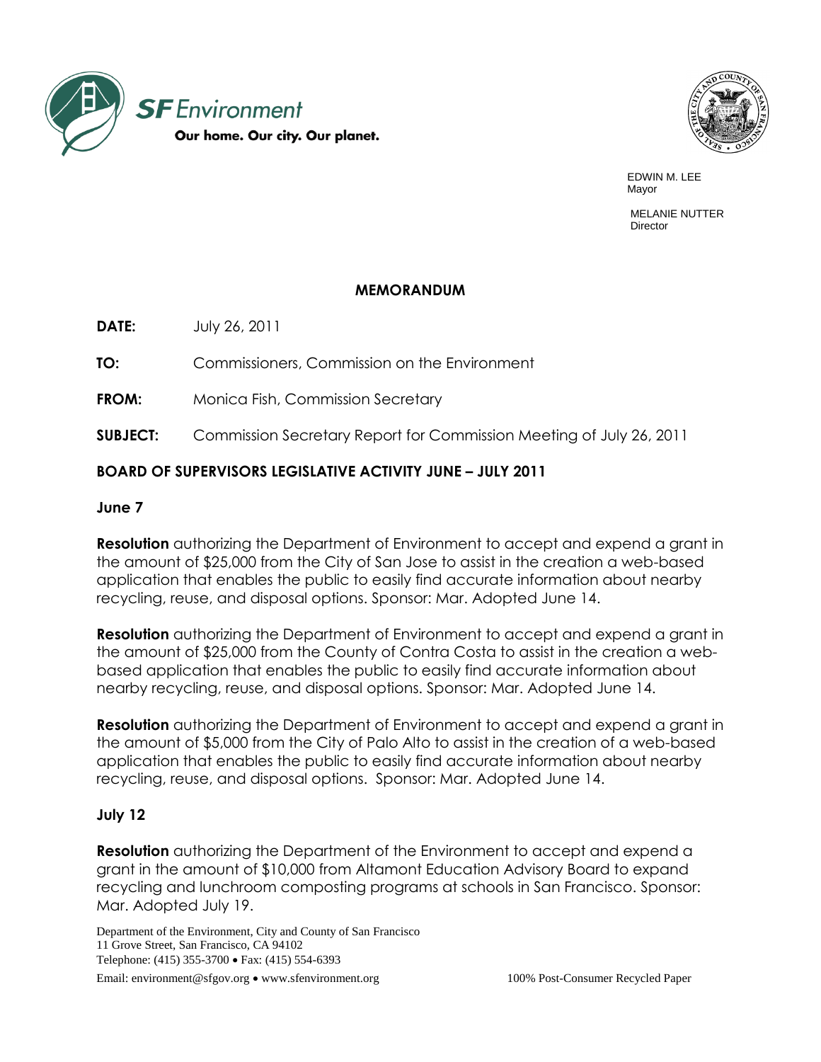**SF Environment**
**Our home. Our city. Our planet.**

EDWIN M. LEE
Mayor

MELANIE NUTTER
Director

## MEMORANDUM

**DATE:** July 26, 2011

**TO:** Commissioners, Commission on the Environment

**FROM:** Monica Fish, Commission Secretary

**SUBJECT:** Commission Secretary Report for Commission Meeting of July 26, 2011

### BOARD OF SUPERVISORS LEGISLATIVE ACTIVITY JUNE – JULY 2011

#### June 7

**Resolution** authorizing the Department of Environment to accept and expend a grant in the amount of $25,000 from the City of San Jose to assist in the creation a web-based application that enables the public to easily find accurate information about nearby recycling, reuse, and disposal options. Sponsor: Mar. Adopted June 14.

**Resolution** authorizing the Department of Environment to accept and expend a grant in the amount of $25,000 from the County of Contra Costa to assist in the creation a web-based application that enables the public to easily find accurate information about nearby recycling, reuse, and disposal options. Sponsor: Mar. Adopted June 14.

**Resolution** authorizing the Department of Environment to accept and expend a grant in the amount of $5,000 from the City of Palo Alto to assist in the creation of a web-based application that enables the public to easily find accurate information about nearby recycling, reuse, and disposal options. Sponsor: Mar. Adopted June 14.

#### July 12

**Resolution** authorizing the Department of the Environment to accept and expend a grant in the amount of $10,000 from Altamont Education Advisory Board to expand recycling and lunchroom composting programs at schools in San Francisco. Sponsor: Mar. Adopted July 19.

Department of the Environment, City and County of San Francisco
11 Grove Street, San Francisco, CA 94102
Telephone: (415) 355-3700 • Fax: (415) 554-6393
Email: environment@sfgov.org • www.sfenvironment.org

100% Post-Consumer Recycled Paper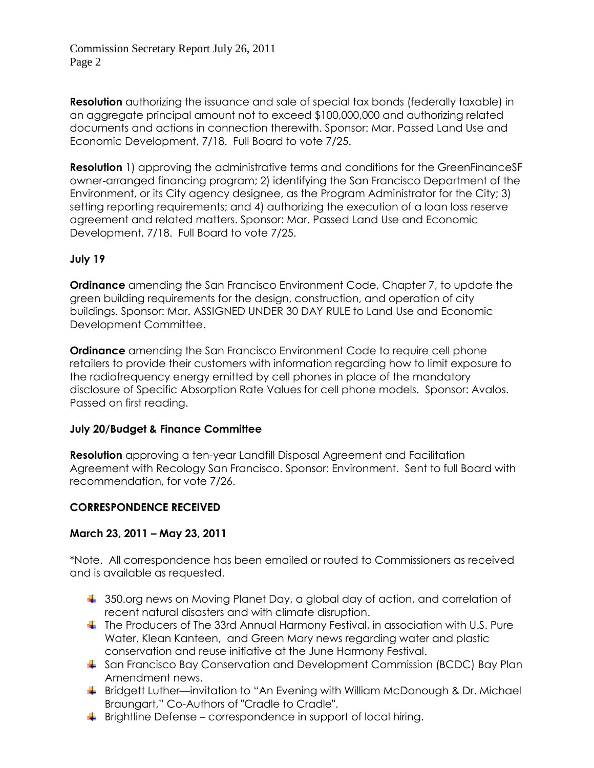**Resolution** authorizing the issuance and sale of special tax bonds (federally taxable) in an aggregate principal amount not to exceed $100,000,000 and authorizing related documents and actions in connection therewith. Sponsor: Mar. Passed Land Use and Economic Development, 7/18. Full Board to vote 7/25.

**Resolution** 1) approving the administrative terms and conditions for the GreenFinanceSF owner-arranged financing program; 2) identifying the San Francisco Department of the Environment, or its City agency designee, as the Program Administrator for the City; 3) setting reporting requirements; and 4) authorizing the execution of a loan loss reserve agreement and related matters. Sponsor: Mar. Passed Land Use and Economic Development, 7/18. Full Board to vote 7/25.

**July 19**

**Ordinance** amending the San Francisco Environment Code, Chapter 7, to update the green building requirements for the design, construction, and operation of city buildings. Sponsor: Mar. ASSIGNED UNDER 30 DAY RULE to Land Use and Economic Development Committee.

**Ordinance** amending the San Francisco Environment Code to require cell phone retailers to provide their customers with information regarding how to limit exposure to the radiofrequency energy emitted by cell phones in place of the mandatory disclosure of Specific Absorption Rate Values for cell phone models. Sponsor: Avalos. Passed on first reading.

**July 20/Budget & Finance Committee**

**Resolution** approving a ten-year Landfill Disposal Agreement and Facilitation Agreement with Recology San Francisco. Sponsor: Environment. Sent to full Board with recommendation, for vote 7/26.

**CORRESPONDENCE RECEIVED**

**March 23, 2011 – May 23, 2011**

*Note. All correspondence has been emailed or routed to Commissioners as received and is available as requested.

- 350.org news on Moving Planet Day, a global day of action, and correlation of recent natural disasters and with climate disruption.
- The Producers of The 33rd Annual Harmony Festival, in association with U.S. Pure Water, Klean Kanteen, and Green Mary news regarding water and plastic conservation and reuse initiative at the June Harmony Festival.
- San Francisco Bay Conservation and Development Commission (BCDC) Bay Plan Amendment news.
- Bridgett Luther—invitation to "An Evening with William McDonough & Dr. Michael Braungart," Co-Authors of "Cradle to Cradle".
- Brightline Defense – correspondence in support of local hiring.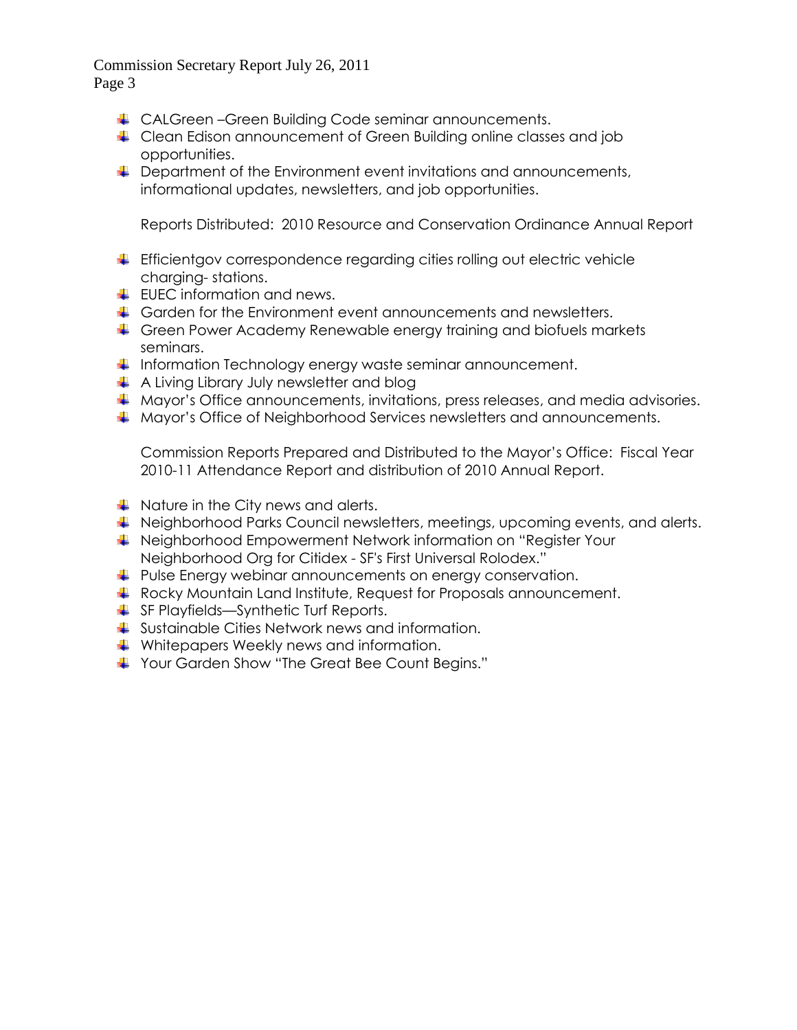- CALGreen –Green Building Code seminar announcements.
- Clean Edison announcement of Green Building online classes and job opportunities.
- Department of the Environment event invitations and announcements, informational updates, newsletters, and job opportunities.

  Reports Distributed: 2010 Resource and Conservation Ordinance Annual Report

- Efficientgov correspondence regarding cities rolling out electric vehicle charging- stations.
- EUEC information and news.
- Garden for the Environment event announcements and newsletters.
- Green Power Academy Renewable energy training and biofuels markets seminars.
- Information Technology energy waste seminar announcement.
- A Living Library July newsletter and blog
- Mayor's Office announcements, invitations, press releases, and media advisories.
- Mayor's Office of Neighborhood Services newsletters and announcements.

  Commission Reports Prepared and Distributed to the Mayor's Office: Fiscal Year 2010-11 Attendance Report and distribution of 2010 Annual Report.

- Nature in the City news and alerts.
- Neighborhood Parks Council newsletters, meetings, upcoming events, and alerts.
- Neighborhood Empowerment Network information on "Register Your Neighborhood Org for Citidex - SF's First Universal Rolodex."
- Pulse Energy webinar announcements on energy conservation.
- Rocky Mountain Land Institute, Request for Proposals announcement.
- SF Playfields—Synthetic Turf Reports.
- Sustainable Cities Network news and information.
- Whitepapers Weekly news and information.
- Your Garden Show "The Great Bee Count Begins."